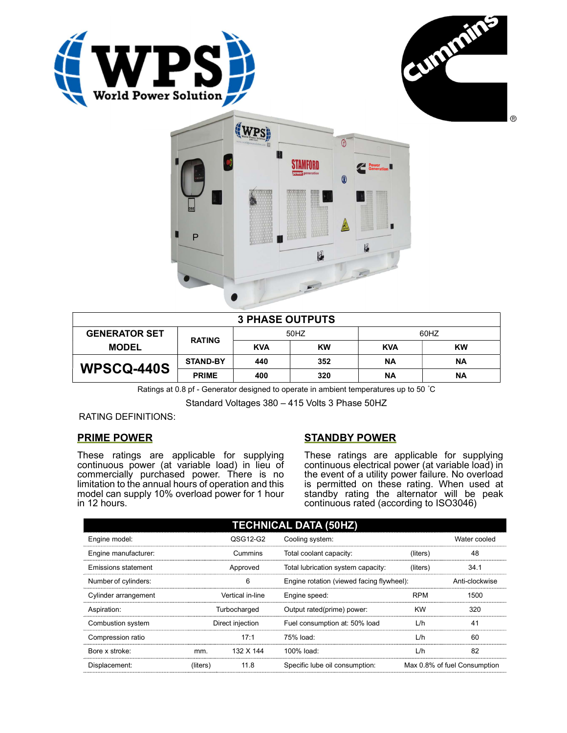# 3 PHASE OUTPUTS

| GENERATOR SET MODEL | RATING | 50HZ | | 60HZ | |
|---|---|---|---|---|---|
| | | KVA | KW | KVA | KW |
| WPSCQ-440S | STAND-BY | 440 | 352 | NA | NA |
| | PRIME | 400 | 320 | NA | NA |

Ratings at 0.8 pf - Generator designed to operate in ambient temperatures up to 50 ˚C

Standard Voltages 380 – 415 Volts 3 Phase 50HZ

RATING DEFINITIONS:

## PRIME POWER

These ratings are applicable for supplying continuous power (at variable load) in lieu of commercially purchased power. There is no limitation to the annual hours of operation and this model can supply 10% overload power for 1 hour in 12 hours.

## STANDBY POWER

These ratings are applicable for supplying continuous electrical power (at variable load) in the event of a utility power failure. No overload is permitted on these rating. When used at standby rating the alternator will be peak continuous rated (according to ISO3046)

## TECHNICAL DATA (50HZ)

| | | | | | |
|---|---|---|---|---|---|
| Engine model: | | QSG12-G2 | Cooling system: | | Water cooled |
| Engine manufacturer: | | Cummins | Total coolant capacity: | (liters) | 48 |
| Emissions statement | | Approved | Total lubrication system capacity: | (liters) | 34.1 |
| Number of cylinders: | | 6 | Engine rotation (viewed facing flywheel): | | Anti-clockwise |
| Cylinder arrangement | | Vertical in-line | Engine speed: | RPM | 1500 |
| Aspiration: | | Turbocharged | Output rated(prime) power: | KW | 320 |
| Combustion system | | Direct injection | Fuel consumption at: 50% load | L/h | 41 |
| Compression ratio | | 17:1 | 75% load: | L/h | 60 |
| Bore x stroke: | mm. | 132 X 144 | 100% load: | L/h | 82 |
| Displacement: | (liters) | 11.8 | Specific lube oil consumption: | | Max 0.8% of fuel Consumption |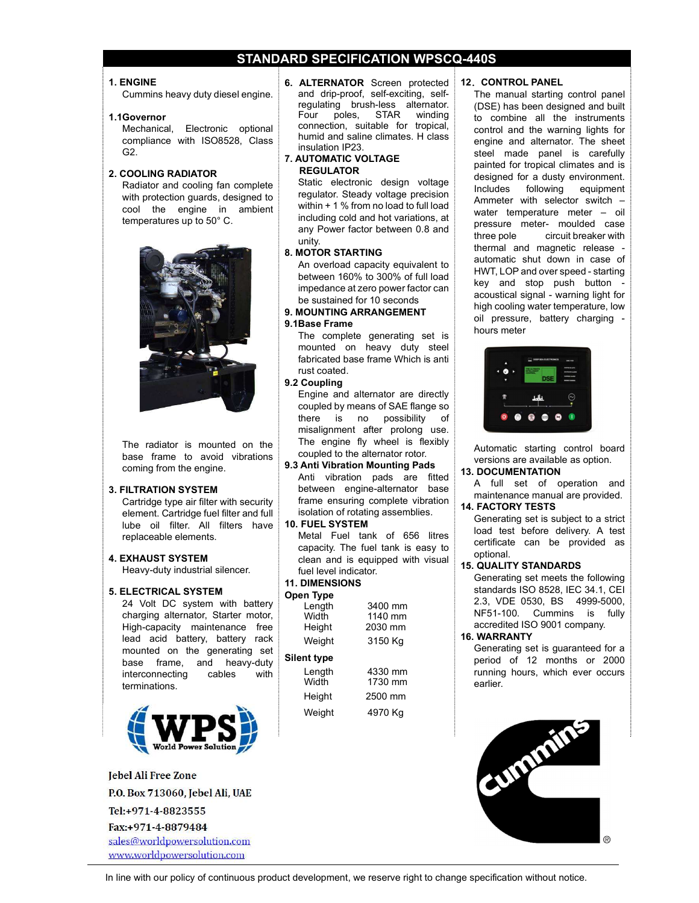# STANDARD SPECIFICATION WPSCQ-440S

## 1. ENGINE

Cummins heavy duty diesel engine.

### 1.1Governor

Mechanical, Electronic optional compliance with ISO8528, Class G2.

## 2. COOLING RADIATOR

Radiator and cooling fan complete with protection guards, designed to cool the engine in ambient temperatures up to 50° C.

The radiator is mounted on the base frame to avoid vibrations coming from the engine.

## 3. FILTRATION SYSTEM

Cartridge type air filter with security element. Cartridge fuel filter and full lube oil filter. All filters have replaceable elements.

## 4. EXHAUST SYSTEM

Heavy-duty industrial silencer.

## 5. ELECTRICAL SYSTEM

24 Volt DC system with battery charging alternator, Starter motor, High-capacity maintenance free lead acid battery, battery rack mounted on the generating set base frame, and heavy-duty interconnecting cables with terminations.

Jebel Ali Free Zone
P.O. Box 713060, Jebel Ali, UAE
Tel:+971-4-8823555
Fax:+971-4-8879484
sales@worldpowersolution.com
www.worldpowersolution.com

## 6. ALTERNATOR

Screen protected and drip-proof, self-exciting, self-regulating brush-less alternator. Four poles, STAR winding connection, suitable for tropical, humid and saline climates. H class insulation IP23.

## 7. AUTOMATIC VOLTAGE REGULATOR

Static electronic design voltage regulator. Steady voltage precision within + 1 % from no load to full load including cold and hot variations, at any Power factor between 0.8 and unity.

## 8. MOTOR STARTING

An overload capacity equivalent to between 160% to 300% of full load impedance at zero power factor can be sustained for 10 seconds

## 9. MOUNTING ARRANGEMENT

### 9.1Base Frame

The complete generating set is mounted on heavy duty steel fabricated base frame Which is anti rust coated.

### 9.2 Coupling

Engine and alternator are directly coupled by means of SAE flange so there is no possibility of misalignment after prolong use. The engine fly wheel is flexibly coupled to the alternator rotor.

### 9.3 Anti Vibration Mounting Pads

Anti vibration pads are fitted between engine-alternator base frame ensuring complete vibration isolation of rotating assemblies.

## 10. FUEL SYSTEM

Metal Fuel tank of 656 litres capacity. The fuel tank is easy to clean and is equipped with visual fuel level indicator.

## 11. DIMENSIONS

**Open Type**

| | |
|---|---|
| Length | 3400 mm |
| Width | 1140 mm |
| Height | 2030 mm |
| Weight | 3150 Kg |

**Silent type**

| | |
|---|---|
| Length | 4330 mm |
| Width | 1730 mm |
| Height | 2500 mm |
| Weight | 4970 Kg |

## 12. CONTROL PANEL

The manual starting control panel (DSE) has been designed and built to combine all the instruments control and the warning lights for engine and alternator. The sheet steel made panel is carefully painted for tropical climates and is designed for a dusty environment. Includes following equipment Ammeter with selector switch – water temperature meter – oil pressure meter- moulded case three pole circuit breaker with thermal and magnetic release - automatic shut down in case of HWT, LOP and over speed - starting key and stop push button - acoustical signal - warning light for high cooling water temperature, low oil pressure, battery charging - hours meter

Automatic starting control board versions are available as option.

## 13. DOCUMENTATION

A full set of operation and maintenance manual are provided.

## 14. FACTORY TESTS

Generating set is subject to a strict load test before delivery. A test certificate can be provided as optional.

## 15. QUALITY STANDARDS

Generating set meets the following standards ISO 8528, IEC 34.1, CEI 2.3, VDE 0530, BS 4999-5000, NF51-100. Cummins is fully accredited ISO 9001 company.

## 16. WARRANTY

Generating set is guaranteed for a period of 12 months or 2000 running hours, which ever occurs earlier.

In line with our policy of continuous product development, we reserve right to change specification without notice.